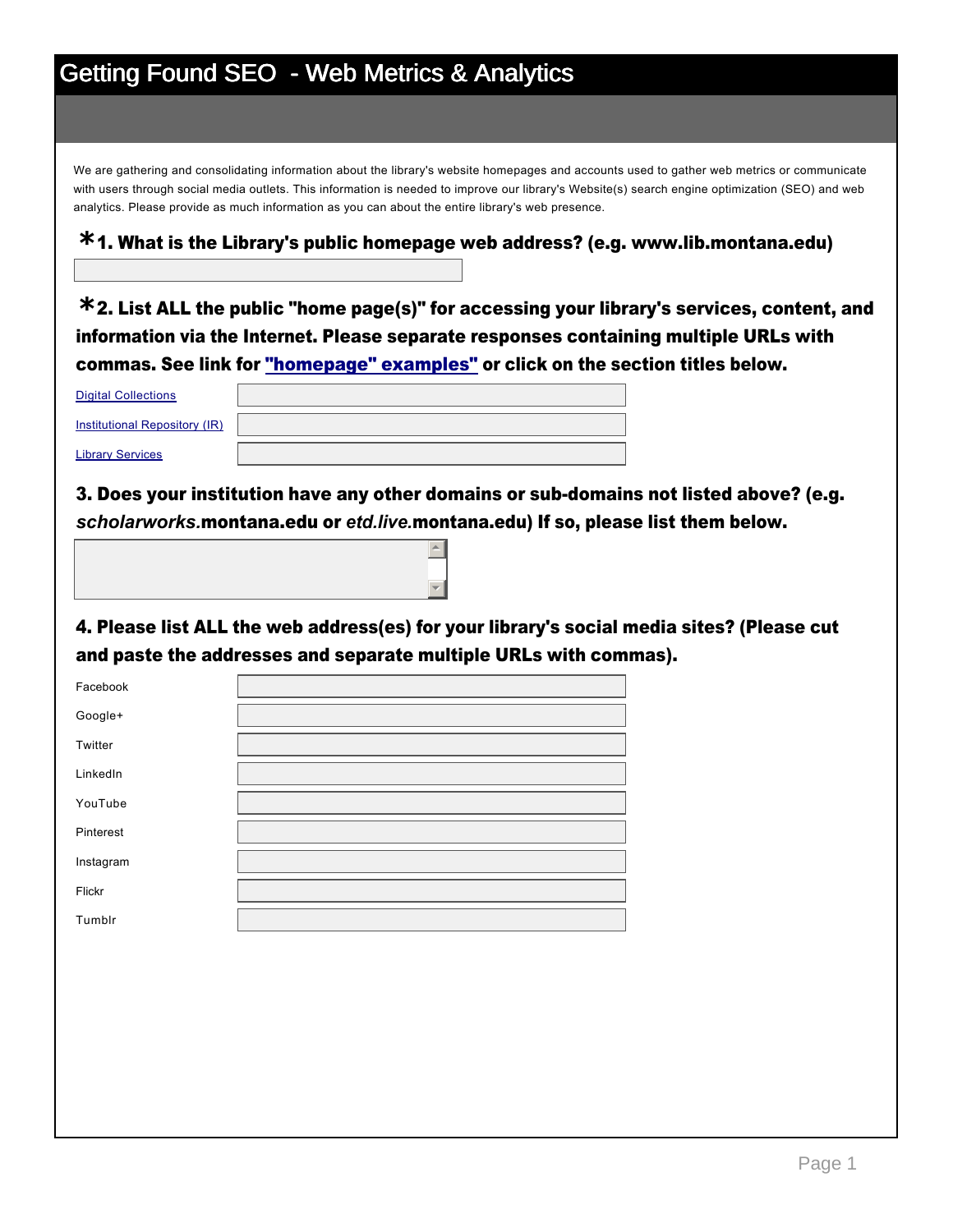# Getting Found SEO - Web Metrics & Analytics

We are gathering and consolidating information about the library's website homepages and accounts used to gather web metrics or communicate with users through social media outlets. This information is needed to improve our library's Website(s) search engine optimization (SEO) and web analytics. Please provide as much information as you can about the entire library's web presence.

**\*1. What is the Library's public homepage web address? (e.g. www.lib.montana.edu)**

**\*2. List ALL the public "home page(s)" for accessing your library's services, content, and information via the Internet. Please separate responses containing multiple URLs with commas. See link for "homepage" examples" or click on the section titles below.**

Digital Collections

Institutional Repository (IR)

Library Services

**3. Does your institution have any other domains or sub-domains not listed above? (e.g. *scholarworks.*montana.edu or *etd.live.*montana.edu) If so, please list them below.**

**4. Please list ALL the web address(es) for your library's social media sites? (Please cut and paste the addresses and separate multiple URLs with commas).**

Facebook

Google+

Twitter

LinkedIn

YouTube

Pinterest

Instagram

Flickr

Tumblr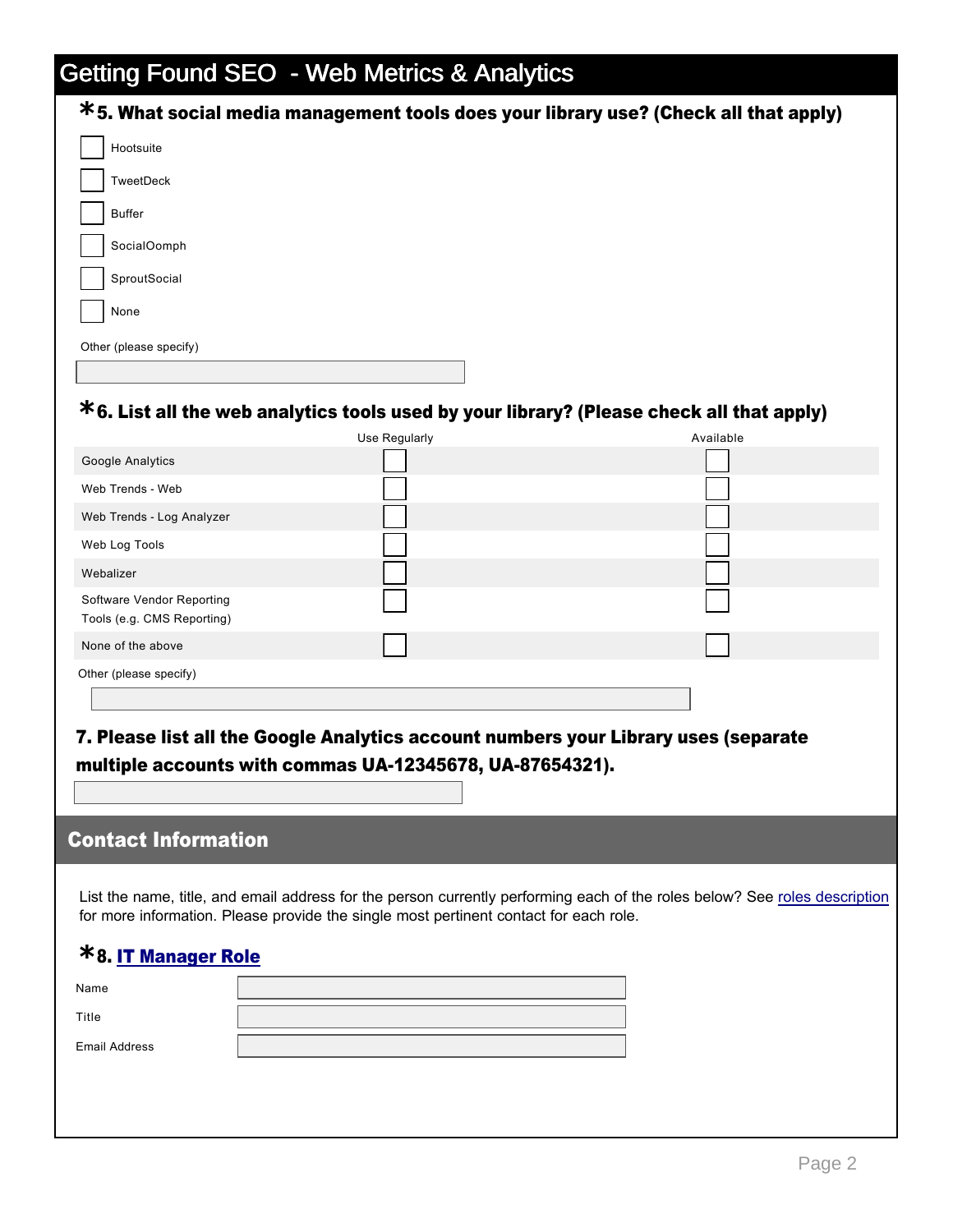# Getting Found SEO - Web Metrics & Analytics

### *5. What social media management tools does your library use? (Check all that apply)

- [ ] Hootsuite
- [ ] TweetDeck
- [ ] Buffer
- [ ] SocialOomph
- [ ] SproutSocial
- [ ] None

Other (please specify)

______________________________

### *6. List all the web analytics tools used by your library? (Please check all that apply)

| | Use Regularly | Available |
|---|---|---|
| Google Analytics | ☐ | ☐ |
| Web Trends - Web | ☐ | ☐ |
| Web Trends - Log Analyzer | ☐ | ☐ |
| Web Log Tools | ☐ | ☐ |
| Webalizer | ☐ | ☐ |
| Software Vendor Reporting Tools (e.g. CMS Reporting) | ☐ | ☐ |
| None of the above | ☐ | ☐ |

Other (please specify)

______________________________

### 7. Please list all the Google Analytics account numbers your Library uses (separate multiple accounts with commas UA-12345678, UA-87654321).

______________________________

## Contact Information

List the name, title, and email address for the person currently performing each of the roles below? See roles description for more information. Please provide the single most pertinent contact for each role.

### *8. IT Manager Role

Name ______________________________

Title ______________________________

Email Address ______________________________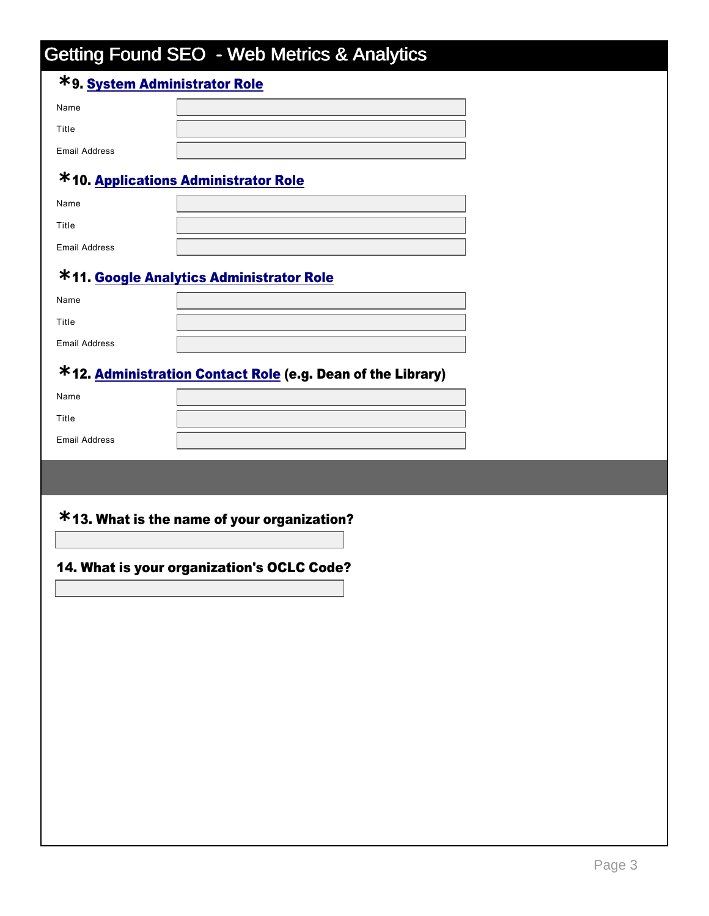# Getting Found SEO - Web Metrics & Analytics

**\*9. System Administrator Role**

Name

Title

Email Address

**\*10. Applications Administrator Role**

Name

Title

Email Address

**\*11. Google Analytics Administrator Role**

Name

Title

Email Address

**\*12. Administration Contact Role (e.g. Dean of the Library)**

Name

Title

Email Address

**\*13. What is the name of your organization?**

**14. What is your organization's OCLC Code?**